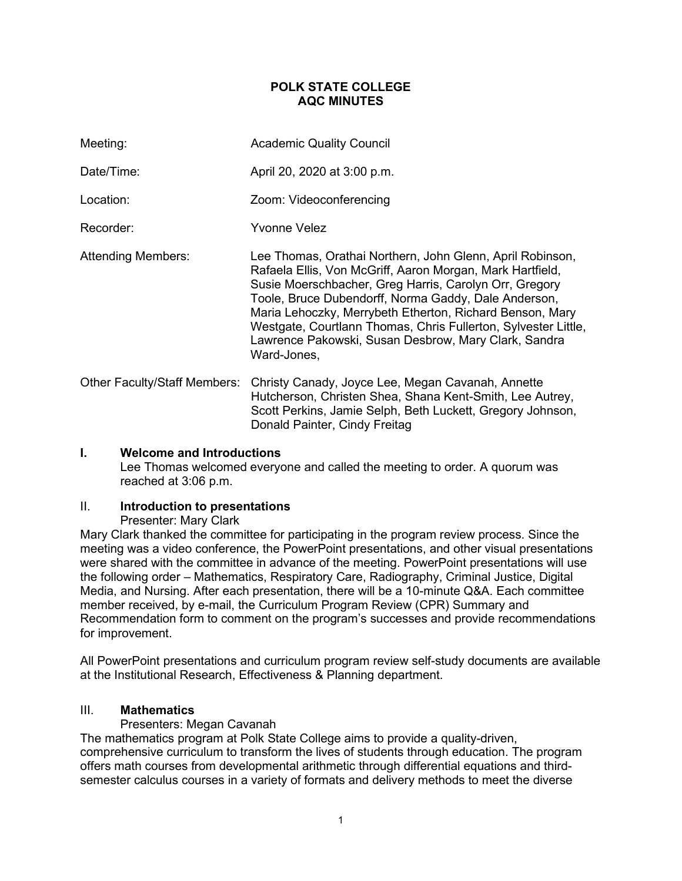# POLK STATE COLLEGE
## AQC MINUTES

| | |
|---|---|
| Meeting: | Academic Quality Council |
| Date/Time: | April 20, 2020 at 3:00 p.m. |
| Location: | Zoom: Videoconferencing |
| Recorder: | Yvonne Velez |
| Attending Members: | Lee Thomas, Orathai Northern, John Glenn, April Robinson, Rafaela Ellis, Von McGriff, Aaron Morgan, Mark Hartfield, Susie Moerschbacher, Greg Harris, Carolyn Orr, Gregory Toole, Bruce Dubendorff, Norma Gaddy, Dale Anderson, Maria Lehoczky, Merrybeth Etherton, Richard Benson, Mary Westgate, Courtlann Thomas, Chris Fullerton, Sylvester Little, Lawrence Pakowski, Susan Desbrow, Mary Clark, Sandra Ward-Jones, |
| Other Faculty/Staff Members: | Christy Canady, Joyce Lee, Megan Cavanah, Annette Hutcherson, Christen Shea, Shana Kent-Smith, Lee Autrey, Scott Perkins, Jamie Selph, Beth Luckett, Gregory Johnson, Donald Painter, Cindy Freitag |

### I. Welcome and Introductions

Lee Thomas welcomed everyone and called the meeting to order. A quorum was reached at 3:06 p.m.

### II. Introduction to presentations

Presenter: Mary Clark

Mary Clark thanked the committee for participating in the program review process. Since the meeting was a video conference, the PowerPoint presentations, and other visual presentations were shared with the committee in advance of the meeting. PowerPoint presentations will use the following order – Mathematics, Respiratory Care, Radiography, Criminal Justice, Digital Media, and Nursing. After each presentation, there will be a 10-minute Q&A. Each committee member received, by e-mail, the Curriculum Program Review (CPR) Summary and Recommendation form to comment on the program's successes and provide recommendations for improvement.

All PowerPoint presentations and curriculum program review self-study documents are available at the Institutional Research, Effectiveness & Planning department.

### III. Mathematics

Presenters: Megan Cavanah

The mathematics program at Polk State College aims to provide a quality-driven, comprehensive curriculum to transform the lives of students through education. The program offers math courses from developmental arithmetic through differential equations and third-semester calculus courses in a variety of formats and delivery methods to meet the diverse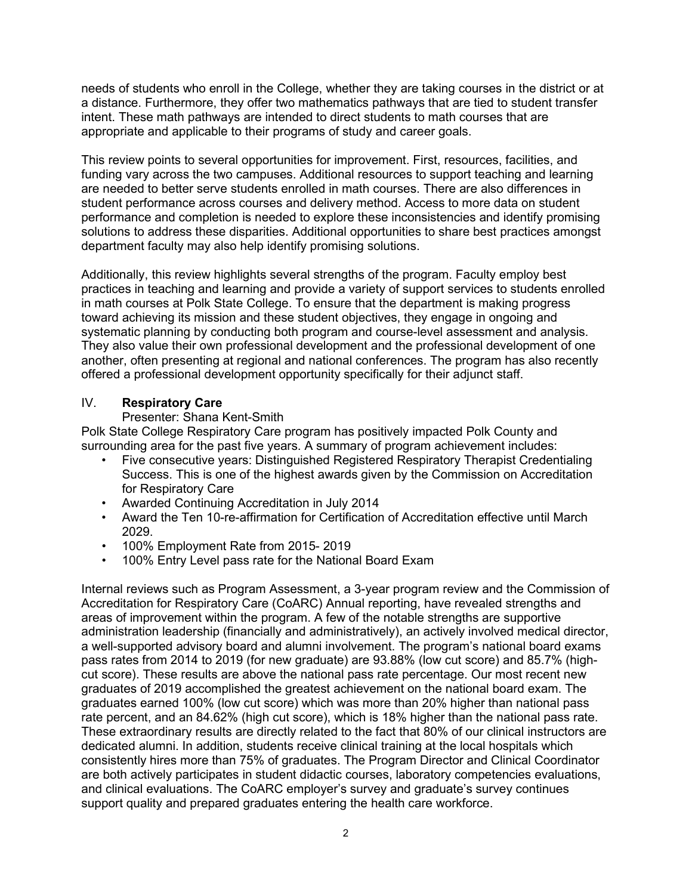needs of students who enroll in the College, whether they are taking courses in the district or at a distance. Furthermore, they offer two mathematics pathways that are tied to student transfer intent. These math pathways are intended to direct students to math courses that are appropriate and applicable to their programs of study and career goals.

This review points to several opportunities for improvement. First, resources, facilities, and funding vary across the two campuses. Additional resources to support teaching and learning are needed to better serve students enrolled in math courses. There are also differences in student performance across courses and delivery method. Access to more data on student performance and completion is needed to explore these inconsistencies and identify promising solutions to address these disparities. Additional opportunities to share best practices amongst department faculty may also help identify promising solutions.

Additionally, this review highlights several strengths of the program. Faculty employ best practices in teaching and learning and provide a variety of support services to students enrolled in math courses at Polk State College. To ensure that the department is making progress toward achieving its mission and these student objectives, they engage in ongoing and systematic planning by conducting both program and course-level assessment and analysis. They also value their own professional development and the professional development of one another, often presenting at regional and national conferences. The program has also recently offered a professional development opportunity specifically for their adjunct staff.

IV. **Respiratory Care**

Presenter: Shana Kent-Smith

Polk State College Respiratory Care program has positively impacted Polk County and surrounding area for the past five years. A summary of program achievement includes:

- Five consecutive years: Distinguished Registered Respiratory Therapist Credentialing Success. This is one of the highest awards given by the Commission on Accreditation for Respiratory Care
- Awarded Continuing Accreditation in July 2014
- Award the Ten 10-re-affirmation for Certification of Accreditation effective until March 2029.
- 100% Employment Rate from 2015- 2019
- 100% Entry Level pass rate for the National Board Exam

Internal reviews such as Program Assessment, a 3-year program review and the Commission of Accreditation for Respiratory Care (CoARC) Annual reporting, have revealed strengths and areas of improvement within the program. A few of the notable strengths are supportive administration leadership (financially and administratively), an actively involved medical director, a well-supported advisory board and alumni involvement. The program's national board exams pass rates from 2014 to 2019 (for new graduate) are 93.88% (low cut score) and 85.7% (high-cut score). These results are above the national pass rate percentage. Our most recent new graduates of 2019 accomplished the greatest achievement on the national board exam. The graduates earned 100% (low cut score) which was more than 20% higher than national pass rate percent, and an 84.62% (high cut score), which is 18% higher than the national pass rate. These extraordinary results are directly related to the fact that 80% of our clinical instructors are dedicated alumni. In addition, students receive clinical training at the local hospitals which consistently hires more than 75% of graduates. The Program Director and Clinical Coordinator are both actively participates in student didactic courses, laboratory competencies evaluations, and clinical evaluations. The CoARC employer's survey and graduate's survey continues support quality and prepared graduates entering the health care workforce.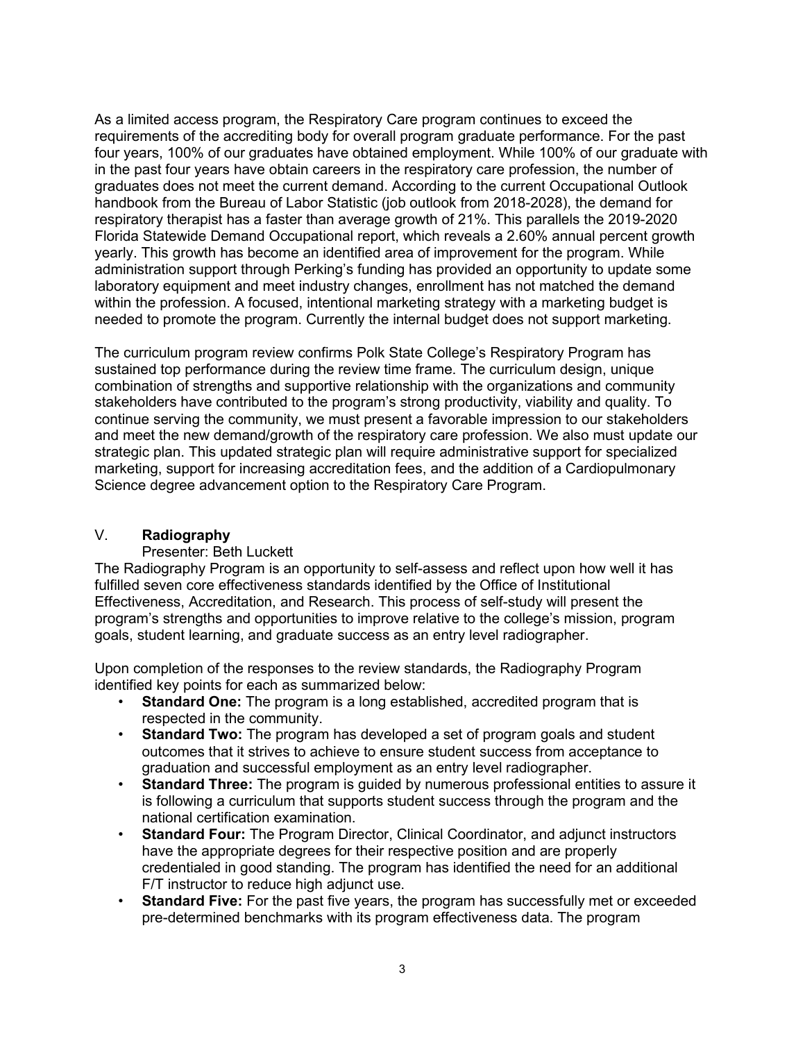As a limited access program, the Respiratory Care program continues to exceed the requirements of the accrediting body for overall program graduate performance. For the past four years, 100% of our graduates have obtained employment. While 100% of our graduate with in the past four years have obtain careers in the respiratory care profession, the number of graduates does not meet the current demand. According to the current Occupational Outlook handbook from the Bureau of Labor Statistic (job outlook from 2018-2028), the demand for respiratory therapist has a faster than average growth of 21%. This parallels the 2019-2020 Florida Statewide Demand Occupational report, which reveals a 2.60% annual percent growth yearly. This growth has become an identified area of improvement for the program. While administration support through Perking's funding has provided an opportunity to update some laboratory equipment and meet industry changes, enrollment has not matched the demand within the profession. A focused, intentional marketing strategy with a marketing budget is needed to promote the program. Currently the internal budget does not support marketing.

The curriculum program review confirms Polk State College's Respiratory Program has sustained top performance during the review time frame. The curriculum design, unique combination of strengths and supportive relationship with the organizations and community stakeholders have contributed to the program's strong productivity, viability and quality. To continue serving the community, we must present a favorable impression to our stakeholders and meet the new demand/growth of the respiratory care profession. We also must update our strategic plan. This updated strategic plan will require administrative support for specialized marketing, support for increasing accreditation fees, and the addition of a Cardiopulmonary Science degree advancement option to the Respiratory Care Program.

## V. **Radiography**

Presenter: Beth Luckett

The Radiography Program is an opportunity to self-assess and reflect upon how well it has fulfilled seven core effectiveness standards identified by the Office of Institutional Effectiveness, Accreditation, and Research. This process of self-study will present the program's strengths and opportunities to improve relative to the college's mission, program goals, student learning, and graduate success as an entry level radiographer.

Upon completion of the responses to the review standards, the Radiography Program identified key points for each as summarized below:

- **Standard One:** The program is a long established, accredited program that is respected in the community.
- **Standard Two:** The program has developed a set of program goals and student outcomes that it strives to achieve to ensure student success from acceptance to graduation and successful employment as an entry level radiographer.
- **Standard Three:** The program is guided by numerous professional entities to assure it is following a curriculum that supports student success through the program and the national certification examination.
- **Standard Four:** The Program Director, Clinical Coordinator, and adjunct instructors have the appropriate degrees for their respective position and are properly credentialed in good standing. The program has identified the need for an additional F/T instructor to reduce high adjunct use.
- **Standard Five:** For the past five years, the program has successfully met or exceeded pre-determined benchmarks with its program effectiveness data. The program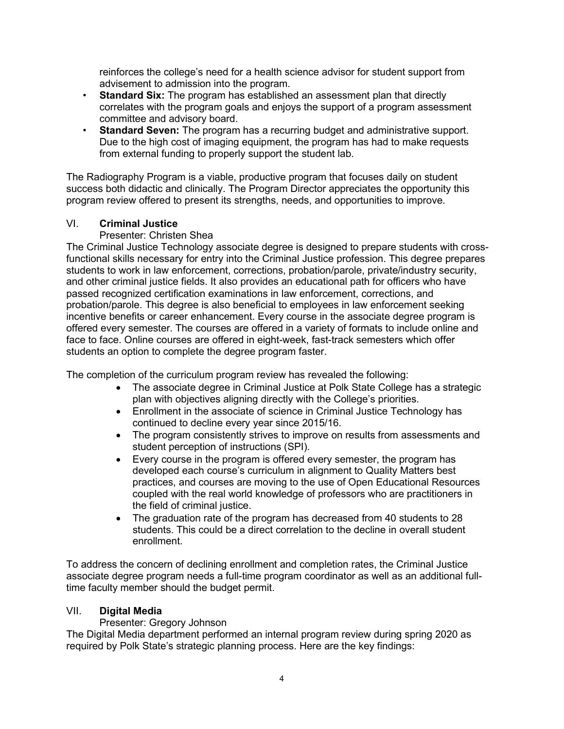reinforces the college's need for a health science advisor for student support from advisement to admission into the program.

- **Standard Six:** The program has established an assessment plan that directly correlates with the program goals and enjoys the support of a program assessment committee and advisory board.
- **Standard Seven:** The program has a recurring budget and administrative support. Due to the high cost of imaging equipment, the program has had to make requests from external funding to properly support the student lab.

The Radiography Program is a viable, productive program that focuses daily on student success both didactic and clinically. The Program Director appreciates the opportunity this program review offered to present its strengths, needs, and opportunities to improve.

## VI. **Criminal Justice**

Presenter: Christen Shea

The Criminal Justice Technology associate degree is designed to prepare students with cross-functional skills necessary for entry into the Criminal Justice profession. This degree prepares students to work in law enforcement, corrections, probation/parole, private/industry security, and other criminal justice fields. It also provides an educational path for officers who have passed recognized certification examinations in law enforcement, corrections, and probation/parole. This degree is also beneficial to employees in law enforcement seeking incentive benefits or career enhancement. Every course in the associate degree program is offered every semester. The courses are offered in a variety of formats to include online and face to face. Online courses are offered in eight-week, fast-track semesters which offer students an option to complete the degree program faster.

The completion of the curriculum program review has revealed the following:

- The associate degree in Criminal Justice at Polk State College has a strategic plan with objectives aligning directly with the College's priorities.
- Enrollment in the associate of science in Criminal Justice Technology has continued to decline every year since 2015/16.
- The program consistently strives to improve on results from assessments and student perception of instructions (SPI).
- Every course in the program is offered every semester, the program has developed each course's curriculum in alignment to Quality Matters best practices, and courses are moving to the use of Open Educational Resources coupled with the real world knowledge of professors who are practitioners in the field of criminal justice.
- The graduation rate of the program has decreased from 40 students to 28 students. This could be a direct correlation to the decline in overall student enrollment.

To address the concern of declining enrollment and completion rates, the Criminal Justice associate degree program needs a full-time program coordinator as well as an additional full-time faculty member should the budget permit.

## VII. **Digital Media**

Presenter: Gregory Johnson

The Digital Media department performed an internal program review during spring 2020 as required by Polk State's strategic planning process. Here are the key findings: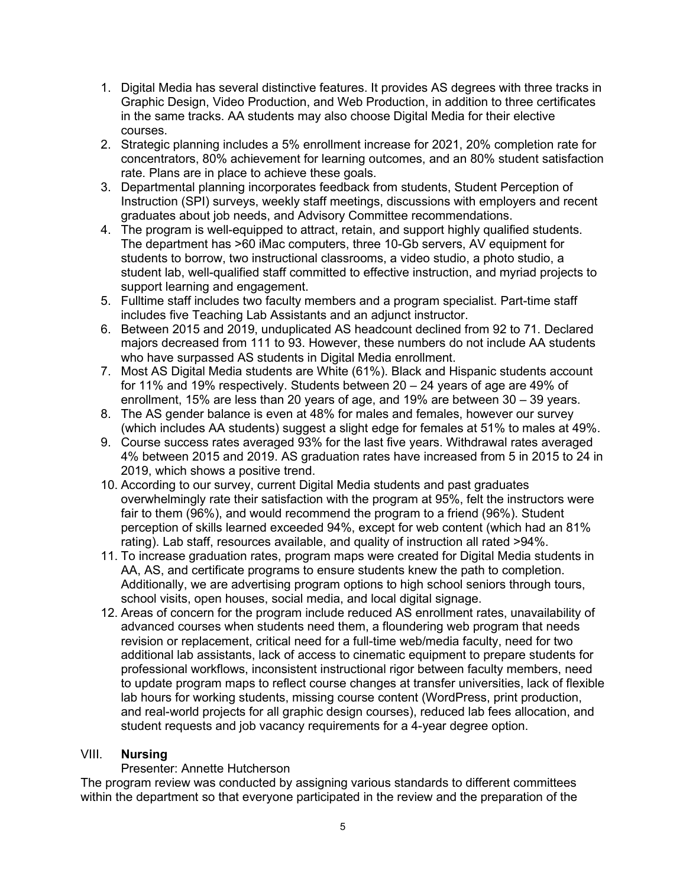1. Digital Media has several distinctive features. It provides AS degrees with three tracks in Graphic Design, Video Production, and Web Production, in addition to three certificates in the same tracks. AA students may also choose Digital Media for their elective courses.
2. Strategic planning includes a 5% enrollment increase for 2021, 20% completion rate for concentrators, 80% achievement for learning outcomes, and an 80% student satisfaction rate. Plans are in place to achieve these goals.
3. Departmental planning incorporates feedback from students, Student Perception of Instruction (SPI) surveys, weekly staff meetings, discussions with employers and recent graduates about job needs, and Advisory Committee recommendations.
4. The program is well-equipped to attract, retain, and support highly qualified students. The department has >60 iMac computers, three 10-Gb servers, AV equipment for students to borrow, two instructional classrooms, a video studio, a photo studio, a student lab, well-qualified staff committed to effective instruction, and myriad projects to support learning and engagement.
5. Fulltime staff includes two faculty members and a program specialist. Part-time staff includes five Teaching Lab Assistants and an adjunct instructor.
6. Between 2015 and 2019, unduplicated AS headcount declined from 92 to 71. Declared majors decreased from 111 to 93. However, these numbers do not include AA students who have surpassed AS students in Digital Media enrollment.
7. Most AS Digital Media students are White (61%). Black and Hispanic students account for 11% and 19% respectively. Students between 20 – 24 years of age are 49% of enrollment, 15% are less than 20 years of age, and 19% are between 30 – 39 years.
8. The AS gender balance is even at 48% for males and females, however our survey (which includes AA students) suggest a slight edge for females at 51% to males at 49%.
9. Course success rates averaged 93% for the last five years. Withdrawal rates averaged 4% between 2015 and 2019. AS graduation rates have increased from 5 in 2015 to 24 in 2019, which shows a positive trend.
10. According to our survey, current Digital Media students and past graduates overwhelmingly rate their satisfaction with the program at 95%, felt the instructors were fair to them (96%), and would recommend the program to a friend (96%). Student perception of skills learned exceeded 94%, except for web content (which had an 81% rating). Lab staff, resources available, and quality of instruction all rated >94%.
11. To increase graduation rates, program maps were created for Digital Media students in AA, AS, and certificate programs to ensure students knew the path to completion. Additionally, we are advertising program options to high school seniors through tours, school visits, open houses, social media, and local digital signage.
12. Areas of concern for the program include reduced AS enrollment rates, unavailability of advanced courses when students need them, a floundering web program that needs revision or replacement, critical need for a full-time web/media faculty, need for two additional lab assistants, lack of access to cinematic equipment to prepare students for professional workflows, inconsistent instructional rigor between faculty members, need to update program maps to reflect course changes at transfer universities, lack of flexible lab hours for working students, missing course content (WordPress, print production, and real-world projects for all graphic design courses), reduced lab fees allocation, and student requests and job vacancy requirements for a 4-year degree option.

## VIII. **Nursing**

Presenter: Annette Hutcherson

The program review was conducted by assigning various standards to different committees within the department so that everyone participated in the review and the preparation of the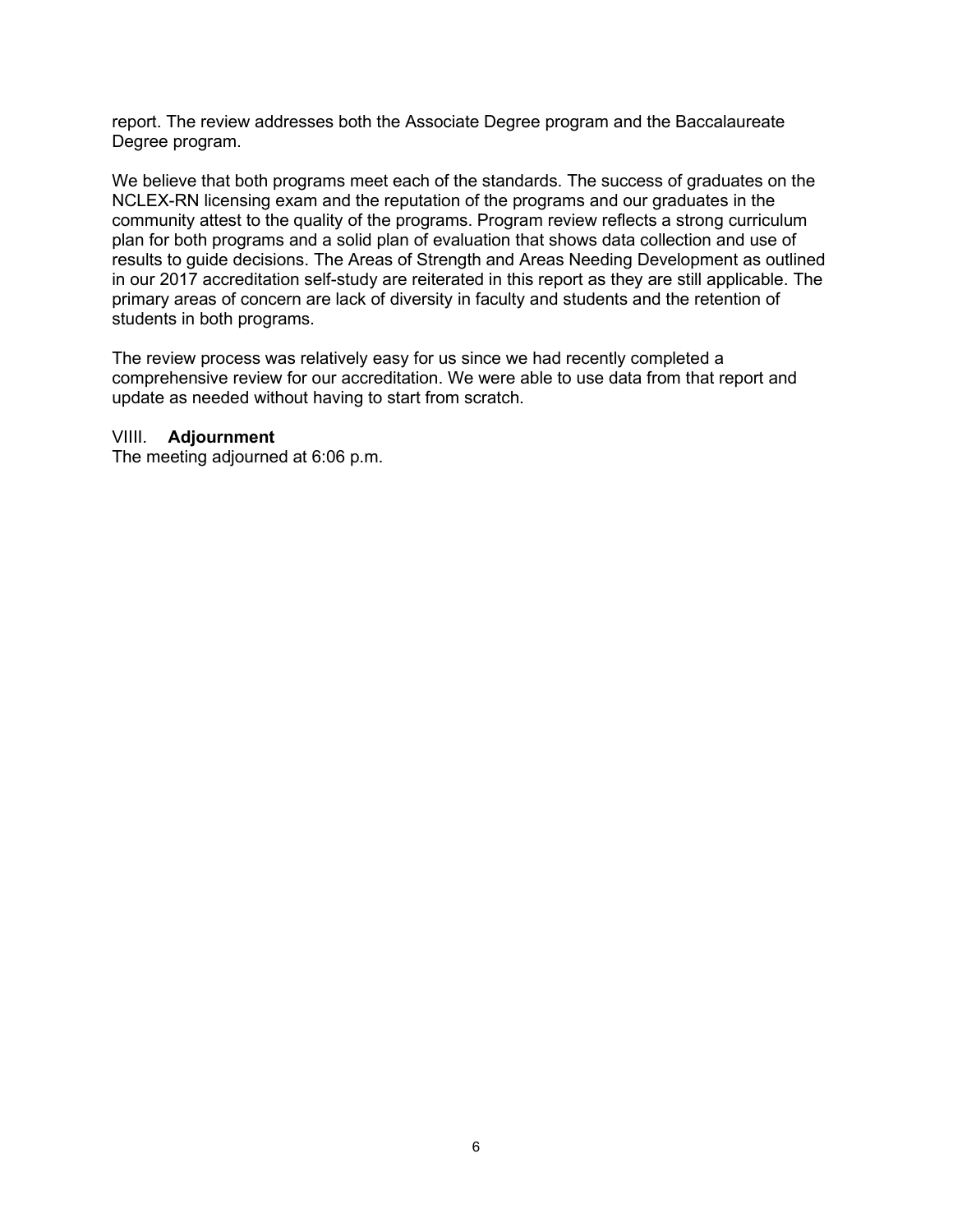report. The review addresses both the Associate Degree program and the Baccalaureate Degree program.

We believe that both programs meet each of the standards. The success of graduates on the NCLEX-RN licensing exam and the reputation of the programs and our graduates in the community attest to the quality of the programs. Program review reflects a strong curriculum plan for both programs and a solid plan of evaluation that shows data collection and use of results to guide decisions. The Areas of Strength and Areas Needing Development as outlined in our 2017 accreditation self-study are reiterated in this report as they are still applicable. The primary areas of concern are lack of diversity in faculty and students and the retention of students in both programs.

The review process was relatively easy for us since we had recently completed a comprehensive review for our accreditation. We were able to use data from that report and update as needed without having to start from scratch.

## VIIII. **Adjournment**

The meeting adjourned at 6:06 p.m.